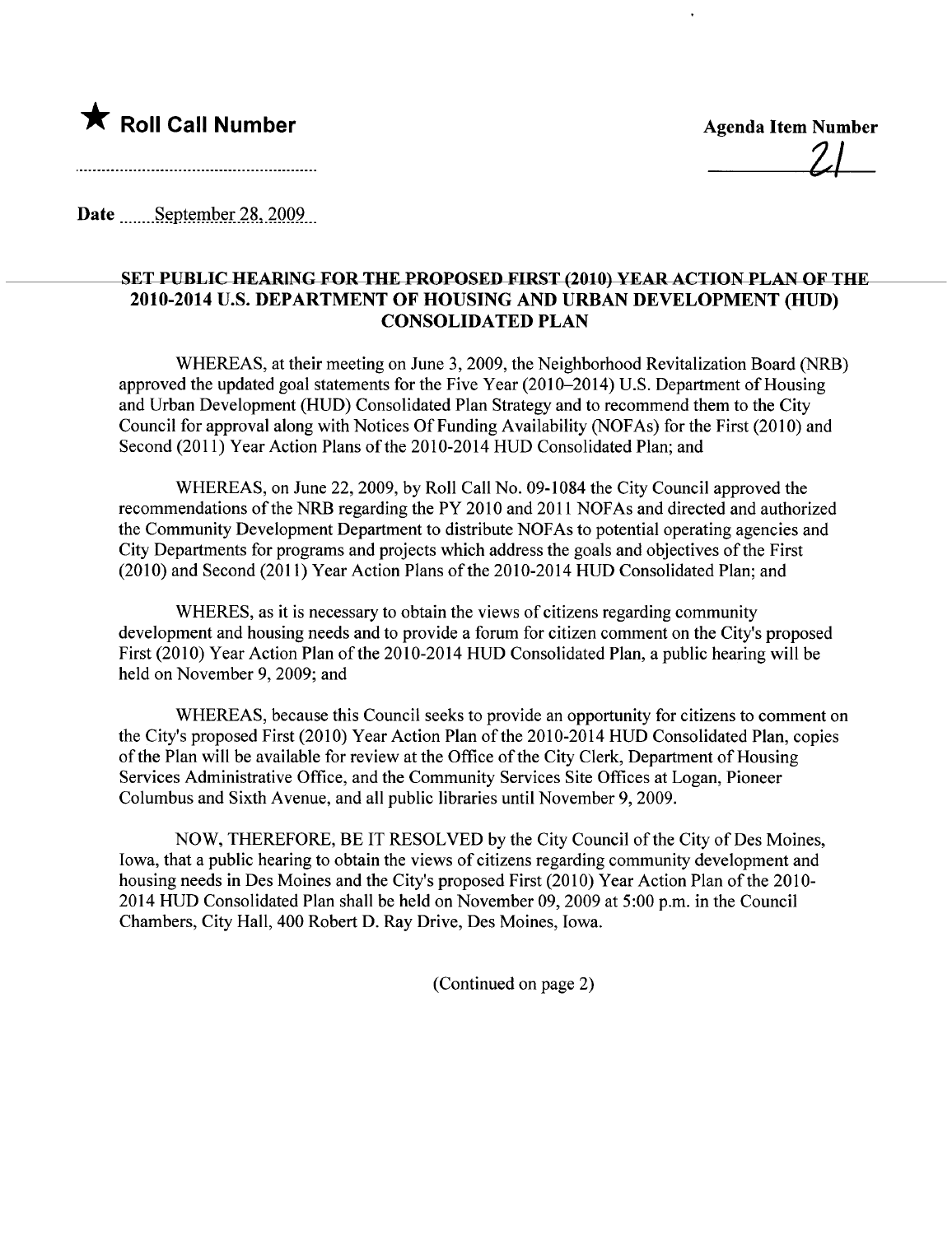★ **Roll Call Number**

**Agenda Item Number**

21

**Date** September 28, 2009

**SET PUBLIC HEARING FOR THE PROPOSED FIRST (2010) YEAR ACTION PLAN OF THE 2010-2014 U.S. DEPARTMENT OF HOUSING AND URBAN DEVELOPMENT (HUD) CONSOLIDATED PLAN**

WHEREAS, at their meeting on June 3, 2009, the Neighborhood Revitalization Board (NRB) approved the updated goal statements for the Five Year (2010–2014) U.S. Department of Housing and Urban Development (HUD) Consolidated Plan Strategy and to recommend them to the City Council for approval along with Notices Of Funding Availability (NOFAs) for the First (2010) and Second (2011) Year Action Plans of the 2010-2014 HUD Consolidated Plan; and

WHEREAS, on June 22, 2009, by Roll Call No. 09-1084 the City Council approved the recommendations of the NRB regarding the PY 2010 and 2011 NOFAs and directed and authorized the Community Development Department to distribute NOFAs to potential operating agencies and City Departments for programs and projects which address the goals and objectives of the First (2010) and Second (2011) Year Action Plans of the 2010-2014 HUD Consolidated Plan; and

WHERES, as it is necessary to obtain the views of citizens regarding community development and housing needs and to provide a forum for citizen comment on the City's proposed First (2010) Year Action Plan of the 2010-2014 HUD Consolidated Plan, a public hearing will be held on November 9, 2009; and

WHEREAS, because this Council seeks to provide an opportunity for citizens to comment on the City's proposed First (2010) Year Action Plan of the 2010-2014 HUD Consolidated Plan, copies of the Plan will be available for review at the Office of the City Clerk, Department of Housing Services Administrative Office, and the Community Services Site Offices at Logan, Pioneer Columbus and Sixth Avenue, and all public libraries until November 9, 2009.

NOW, THEREFORE, BE IT RESOLVED by the City Council of the City of Des Moines, Iowa, that a public hearing to obtain the views of citizens regarding community development and housing needs in Des Moines and the City's proposed First (2010) Year Action Plan of the 2010-2014 HUD Consolidated Plan shall be held on November 09, 2009 at 5:00 p.m. in the Council Chambers, City Hall, 400 Robert D. Ray Drive, Des Moines, Iowa.

(Continued on page 2)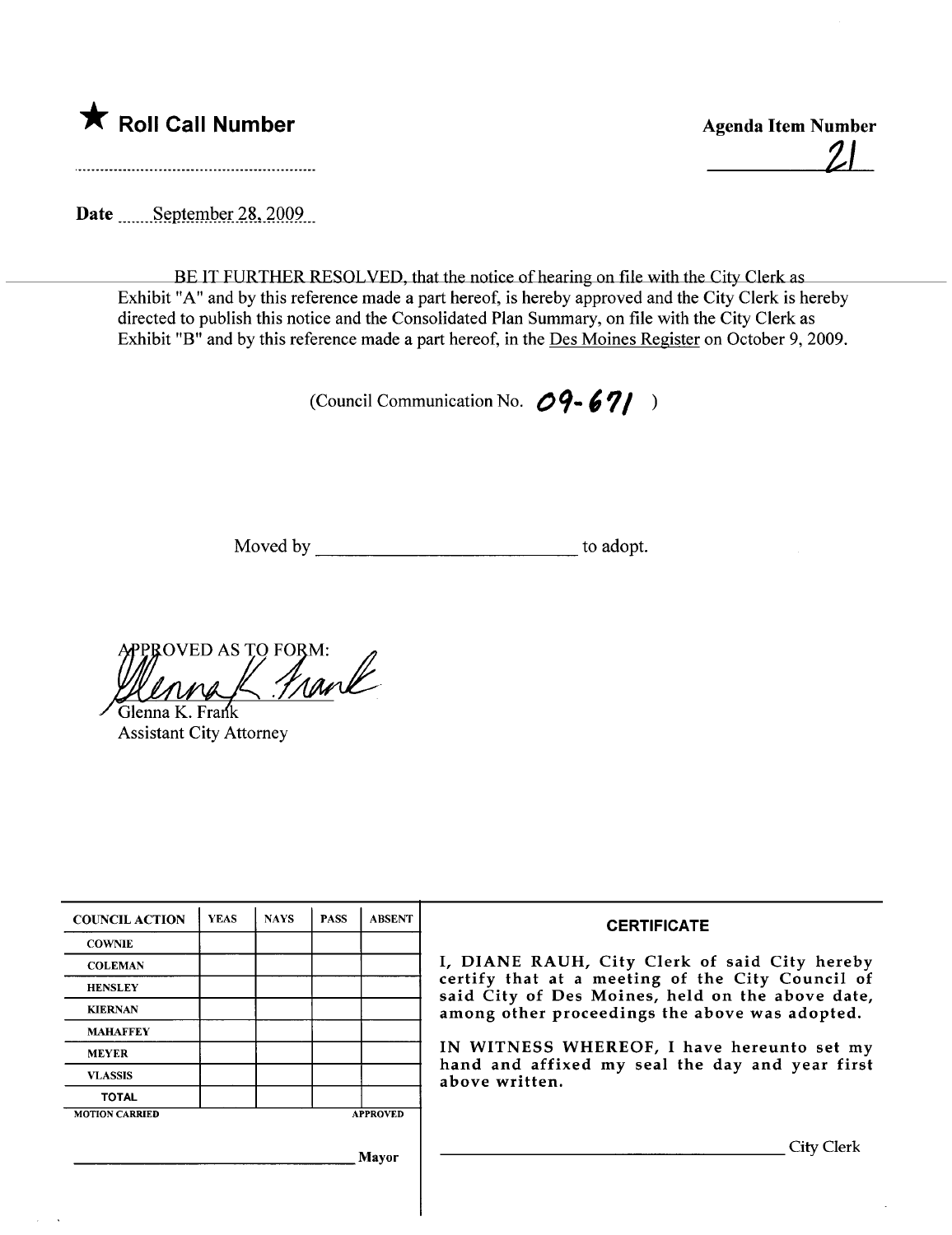★ **Roll Call Number**

..............................................................

**Agenda Item Number**

21

**Date** September 28, 2009

BE IT FURTHER RESOLVED, that the notice of hearing on file with the City Clerk as Exhibit "A" and by this reference made a part hereof, is hereby approved and the City Clerk is hereby directed to publish this notice and the Consolidated Plan Summary, on file with the City Clerk as Exhibit "B" and by this reference made a part hereof, in the Des Moines Register on October 9, 2009.

(Council Communication No. 09-671 )

Moved by ____________________________ to adopt.

APPROVED AS TO FORM:

Glenna K. Frank
Assistant City Attorney

| COUNCIL ACTION | YEAS | NAYS | PASS | ABSENT |
| --- | --- | --- | --- | --- |
| COWNIE | | | | |
| COLEMAN | | | | |
| HENSLEY | | | | |
| KIERNAN | | | | |
| MAHAFFEY | | | | |
| MEYER | | | | |
| VLASSIS | | | | |
| TOTAL | | | | |
| MOTION CARRIED | | | | APPROVED |

______________________________ Mayor

**CERTIFICATE**

I, DIANE RAUH, City Clerk of said City hereby certify that at a meeting of the City Council of said City of Des Moines, held on the above date, among other proceedings the above was adopted.

IN WITNESS WHEREOF, I have hereunto set my hand and affixed my seal the day and year first above written.

______________________________ City Clerk